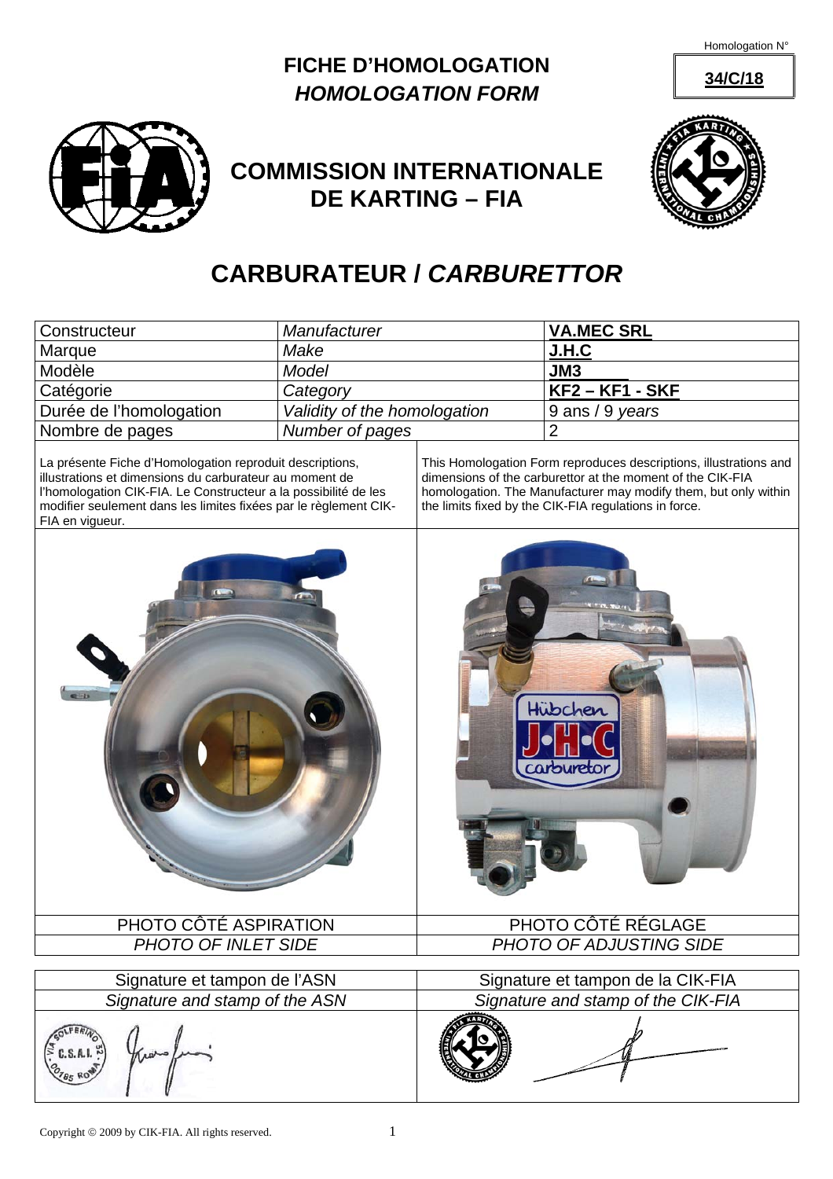Homologation N°

**34/C/18**

# FICHE D'HOMOLOGATION
# *HOMOLOGATION FORM*

## COMMISSION INTERNATIONALE DE KARTING – FIA

# CARBURATEUR / *CARBURETTOR*

| Constructeur | *Manufacturer* | **VA.MEC SRL** |
|---|---|---|
| Marque | *Make* | **J.H.C** |
| Modèle | *Model* | **JM3** |
| Catégorie | *Category* | **KF2 – KF1 - SKF** |
| Durée de l'homologation | *Validity of the homologation* | 9 ans / 9 *years* |
| Nombre de pages | *Number of pages* | 2 |

La présente Fiche d'Homologation reproduit descriptions, illustrations et dimensions du carburateur au moment de l'homologation CIK-FIA. Le Constructeur a la possibilité de les modifier seulement dans les limites fixées par le règlement CIK-FIA en vigueur.

This Homologation Form reproduces descriptions, illustrations and dimensions of the carburettor at the moment of the CIK-FIA homologation. The Manufacturer may modify them, but only within the limits fixed by the CIK-FIA regulations in force.

| PHOTO CÔTÉ ASPIRATION | PHOTO CÔTÉ RÉGLAGE |
|---|---|
| *PHOTO OF INLET SIDE* | *PHOTO OF ADJUSTING SIDE* |

| Signature et tampon de l'ASN | Signature et tampon de la CIK-FIA |
|---|---|
| *Signature and stamp of the ASN* | *Signature and stamp of the CIK-FIA* |

Copyright © 2009 by CIK-FIA. All rights reserved.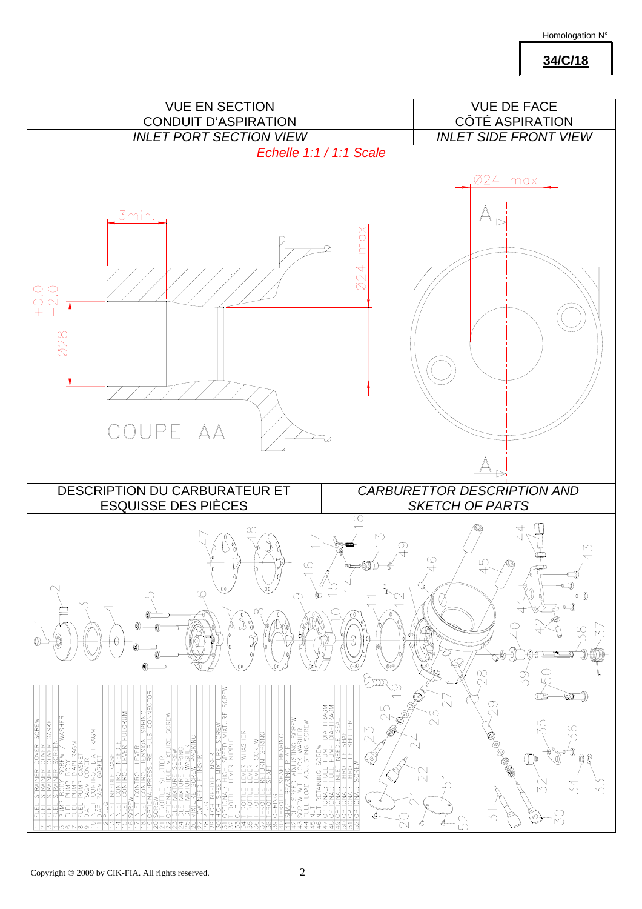Homologation N°

**34/C/18**

| VUE EN SECTION CONDUIT D'ASPIRATION *INLET PORT SECTION VIEW* | VUE DE FACE CÔTÉ ASPIRATION *INLET SIDE FRONT VIEW* |
|---|---|
| *Echelle 1:1 / 1:1 Scale* | |

3min.

Ø24 max.

+0.0
−2.0

Ø28

COUPE AA

Ø24 max.

A

A

| DESCRIPTION DU CARBURATEUR ET ESQUISSE DES PIÈCES | *CARBURETTOR DESCRIPTION AND SKETCH OF PARTS* |
|---|---|

| | |
|---|---|
| 1 | FUEL STRAINER COVER SCREW |
| 2 | FUEL STRAINER COVER |
| 3 | FUEL STRAINER COVER GASKET |
| 4 | FUEL STRAINER SCREEN |
| 5 | PUMP BODY SCREW / WASHER |
| 6 | FUEL PUMP BODY |
| 7 | FUEL PUMP DIAPHRAGM |
| 8 | FUEL PUMP GASKET |
| 9 | DIAPHRAGM COVER |
| 10 | METERING DIAPHRAGM |
| 11 | DIAPHRAGM GASKET |
| 12 | PLUG |
| 13 | INLET NEEDLE CASE |
| 14 | INLET CONTROL NEEDLE |
| 15 | INLET CONTROL LEVER FULCRUM |
| 16 | SCREW |
| 17 | INLET CONTROL LEVER |
| 18 | INLET CONTROL TENSION SPRING |
| 19 | OPTIONAL PRESSURE PULS CONNECTOR |
| 20 | SCREW |
| 21 | THROTTLE SHUTTER |
| 22 | OPTIONAL IDLE MIXTURE SCREW |
| 23 | IDLE MIXTURE SCREW |
| 24 | IDLE MIXTURE SPRING |
| 25 | IDLE MIXTURE WASHER |
| 26 | MIXTURE SCREW PACKING |
| 27 | LOW NEEDLE INSERT |
| 28 | PLUG |
| 29 | HIGH NEEDLE INSERT |
| 30 | HIGH SPEED MIXTURE SCREW |
| 31 | OPTIONAL HIGH SPEED MIXTURE SCREW |
| 32 | THROTTLE LEVER NIPPLE |
| 33 | CLIP |
| 34 | THROTTLE LEVER WASHER |
| 35 | THROTTLE LEVER |
| 36 | THROTTLE LEVER SCREW |
| 37 | THROTTLE RETURN SPRING |
| 38 | THROTTLE SHAFT |
| 39 | O-RING |
| 40 | THROTTLE SHAFT BEARING |
| 41 | SHAFT BEARING PLATE |
| 42 | IDLE SPEED ADJUSTING SCREW |
| 43 | SCREW WITH LOCK WASHER |
| 44 | FULL LOAD ADJUSTING SCREW |
| 45 | NUT |
| 46 | NUT RETAINING SCREW |
| 47 | OPTIONAL FUEL PUMP DIAPHRAGM |
| 48 | OPTIONAL FUEL PUMP DIAPHRAGM |
| 49 | OPTIONAL INLET NEEDLE |
| 50 | OPTIONAL INLET NEEDLE TAL |
| 51 | OPTIONAL THROTTLE SHAFT |
| 52 | OPTIONAL THROTTLE SHUTTER |

Copyright © 2009 by CIK-FIA. All rights reserved.